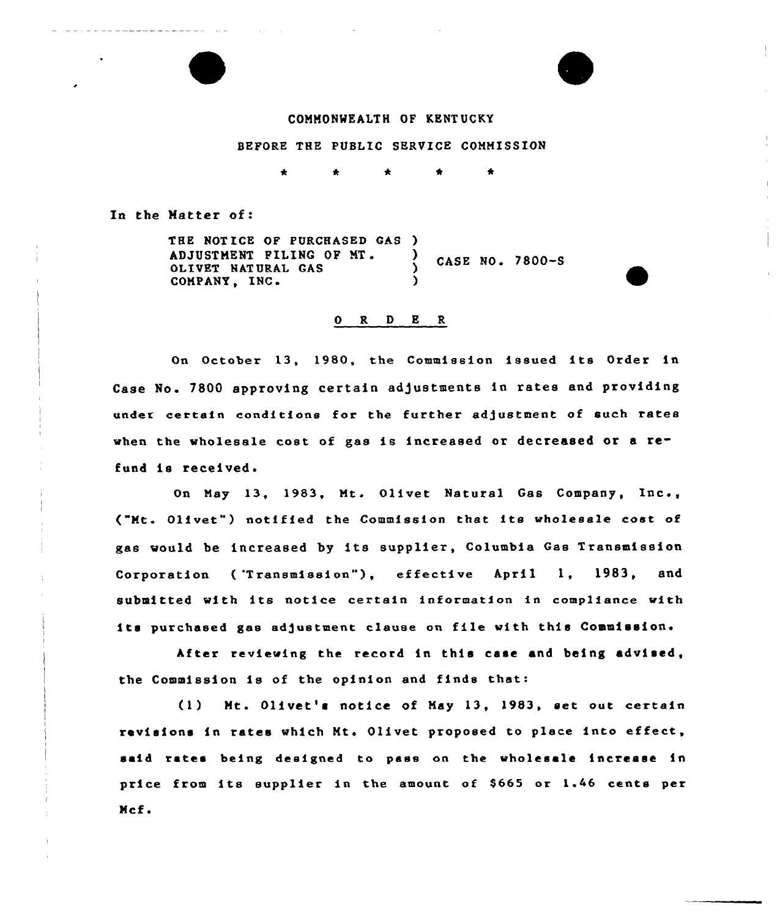COMMONWEALTH OF KENTUCKY

BEFORE THE PUBLIC SERVICE COMMISSION

\* \* \* \* \*

In the Matter of:

THE NOTICE OF PURCHASED GAS ADJUSTMENT FILING OF MT. OLIVET NATURAL GAS COMPANY, INC. ) CASE NO. 7800-S

O R D E R

On October 13, 1980, the Commission issued its Order in Case No. 7800 approving certain adjustments in rates and providing under certain conditions for the further adjustment of such rates when the wholesale cost of gas is increased or decreased or a refund is received.

On May 13, 1983, Mt. Olivet Natural Gas Company, Inc., ("Mt. Olivet") notified the Commission that its wholesale cost of gas would be increased by its supplier, Columbia Gas Transmission Corporation ("Transmission"), effective April 1, 1983, and submitted with its notice certain information in compliance with its purchased gas adjustment clause on file with this Commission.

After reviewing the record in this case and being advised, the Commission is of the opinion and finds that:

(1) Mt. Olivet's notice of May 13, 1983, set out certain revisions in rates which Mt. Olivet proposed to place into effect, said rates being designed to pass on the wholesale increase in price from its supplier in the amount of $665 or 1.46 cents per Mcf.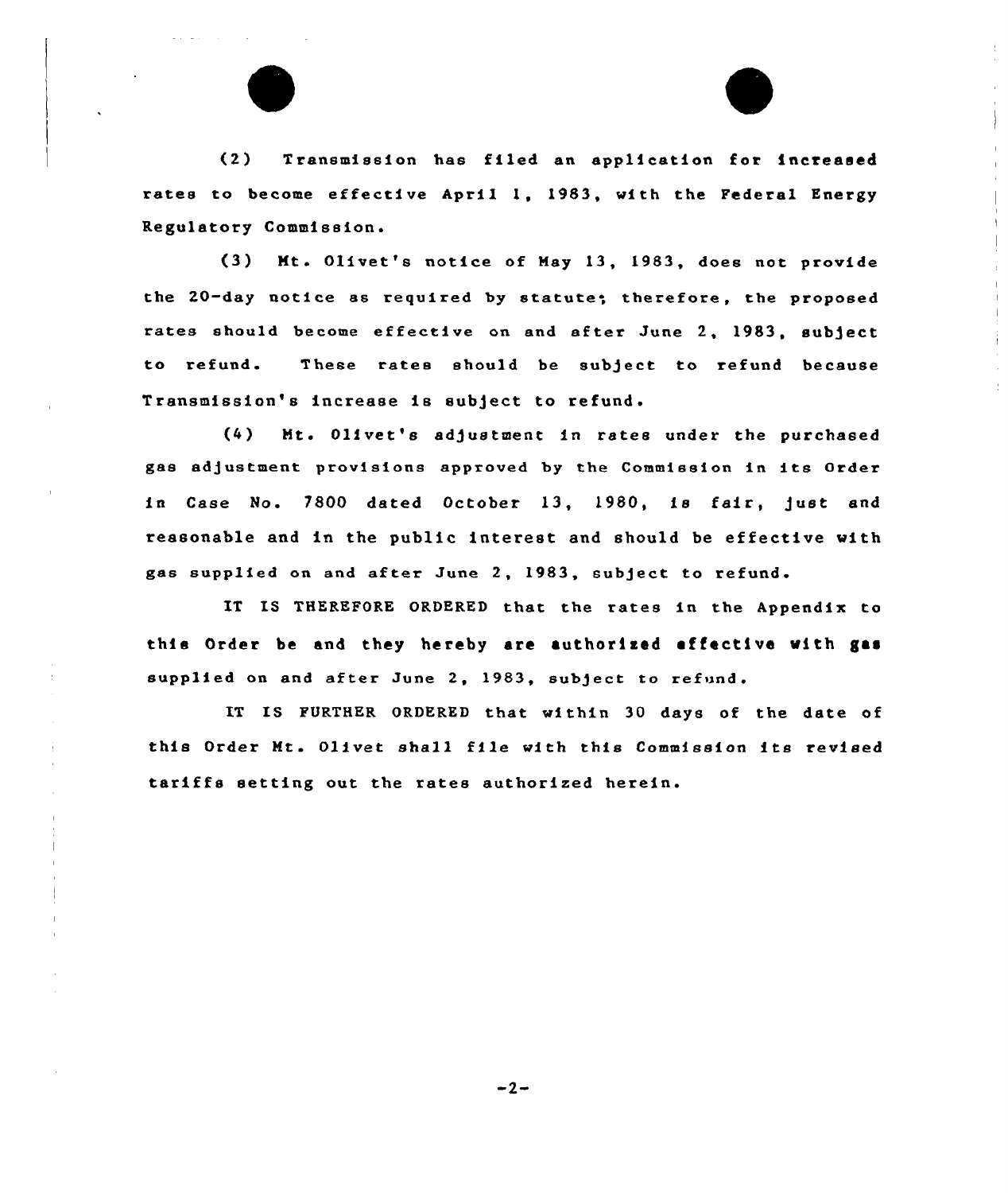(2) Transmission has filed an application for increased rates to become effective April 1, 1983, with the Federal Energy Regulatory Commission.

(3) Mt. Olivet's notice of May 13, 1983, does not provide the 20-day notice as required by statute; therefore, the proposed rates should become effective on and after June 2, 1983, subject to refund. These rates should be subject to refund because Transmission's increase is subject to refund.

(4) Mt. Olivet's adjustment in rates under the purchased gas adjustment provisions approved by the Commission in its Order in Case No. 7800 dated October 13, 1980, is fair, just and reasonable and in the public interest and should be effective with gas supplied on and after June 2, 1983, subject to refund.

IT IS THEREFORE ORDERED that the rates in the Appendix to this Order be and they hereby are authorized effective with gas supplied on and after June 2, 1983, subject to refund.

IT IS FURTHER ORDERED that within 30 days of the date of this Order Mt. Olivet shall file with this Commission its revised tariffs setting out the rates authorized herein.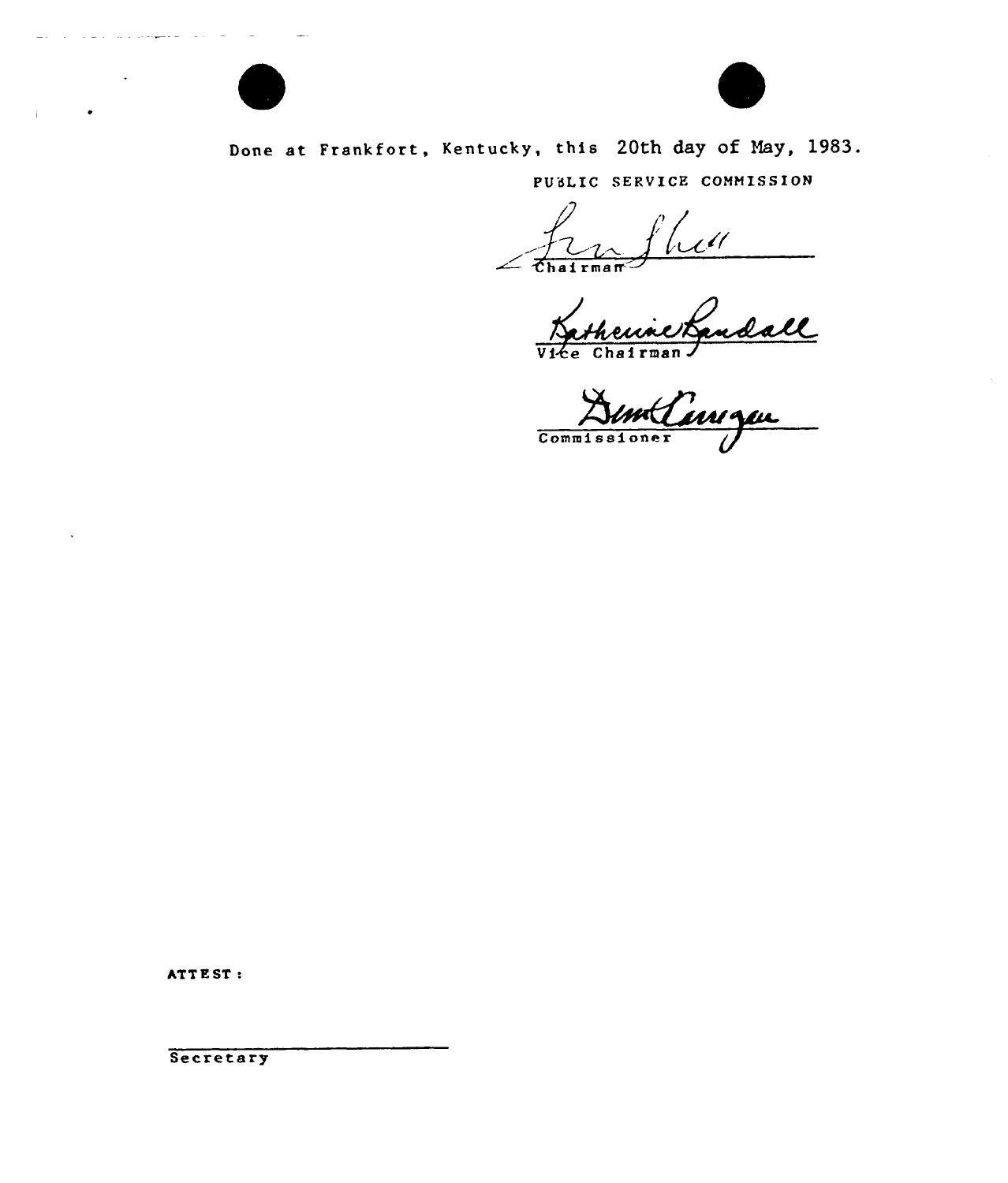Done at Frankfort, Kentucky, this 20th day of May, 1983.

PUBLIC SERVICE COMMISSION

Chairman

Vice Chairman

Commissioner

ATTEST:

Secretary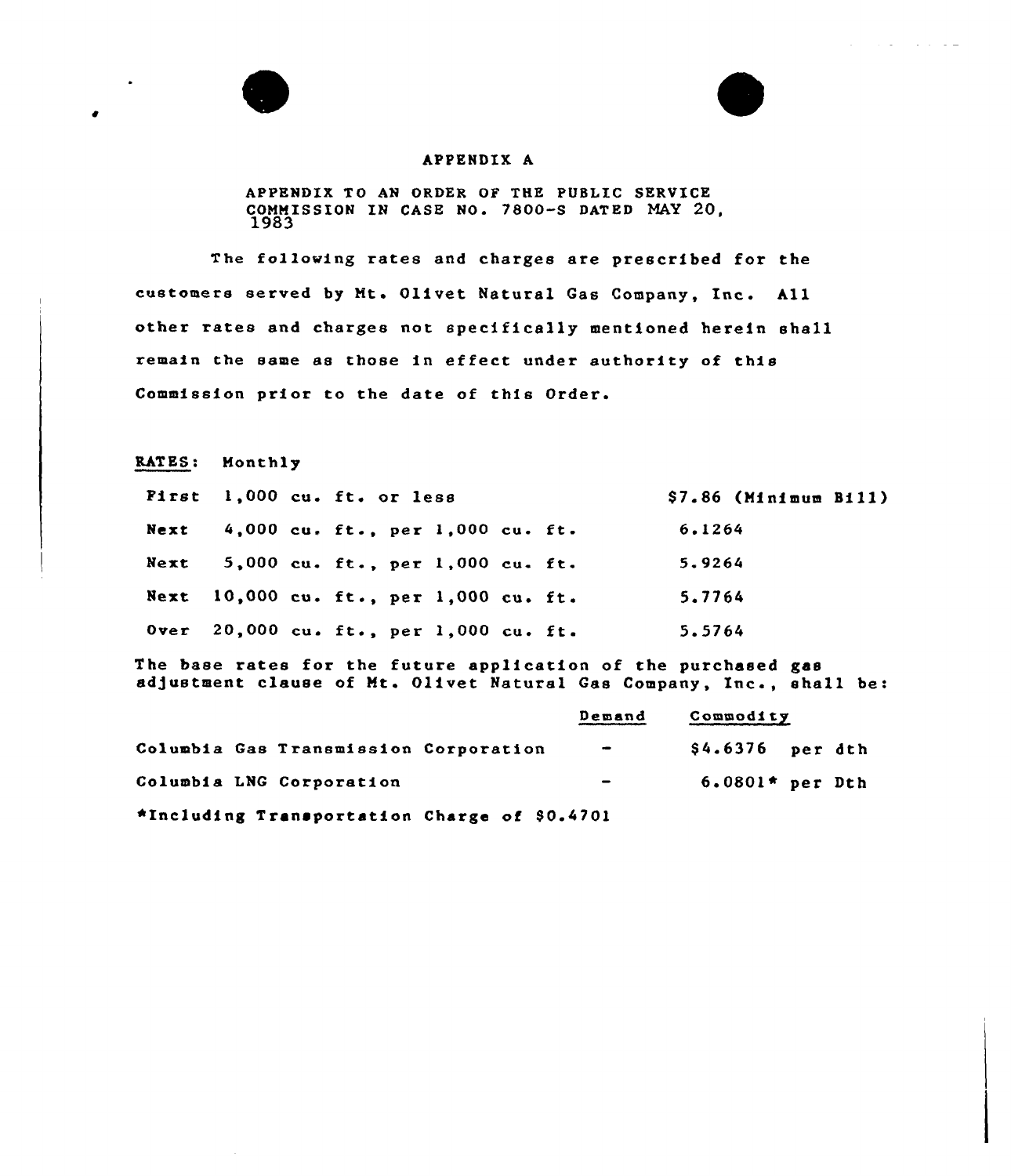# APPENDIX A

APPENDIX TO AN ORDER OF THE PUBLIC SERVICE COMMISSION IN CASE NO. 7800-S DATED MAY 20, 1983

The following rates and charges are prescribed for the customers served by Mt. Olivet Natural Gas Company, Inc. All other rates and charges not specifically mentioned herein shall remain the same as those in effect under authority of this Commission prior to the date of this Order.

<u>RATES</u>: Monthly

| | | |
|---|---|---|
| First | 1,000 cu. ft. or less | $7.86 (Minimum Bill) |
| Next | 4,000 cu. ft., per 1,000 cu. ft. | 6.1264 |
| Next | 5,000 cu. ft., per 1,000 cu. ft. | 5.9264 |
| Next | 10,000 cu. ft., per 1,000 cu. ft. | 5.7764 |
| Over | 20,000 cu. ft., per 1,000 cu. ft. | 5.5764 |

The base rates for the future application of the purchased gas adjustment clause of Mt. Olivet Natural Gas Company, Inc., shall be:

| | Demand | Commodity |
|---|---|---|
| Columbia Gas Transmission Corporation | - | $4.6376 per dth |
| Columbia LNG Corporation | - | 6.0801* per Dth |

*Including Transportation Charge of $0.4701